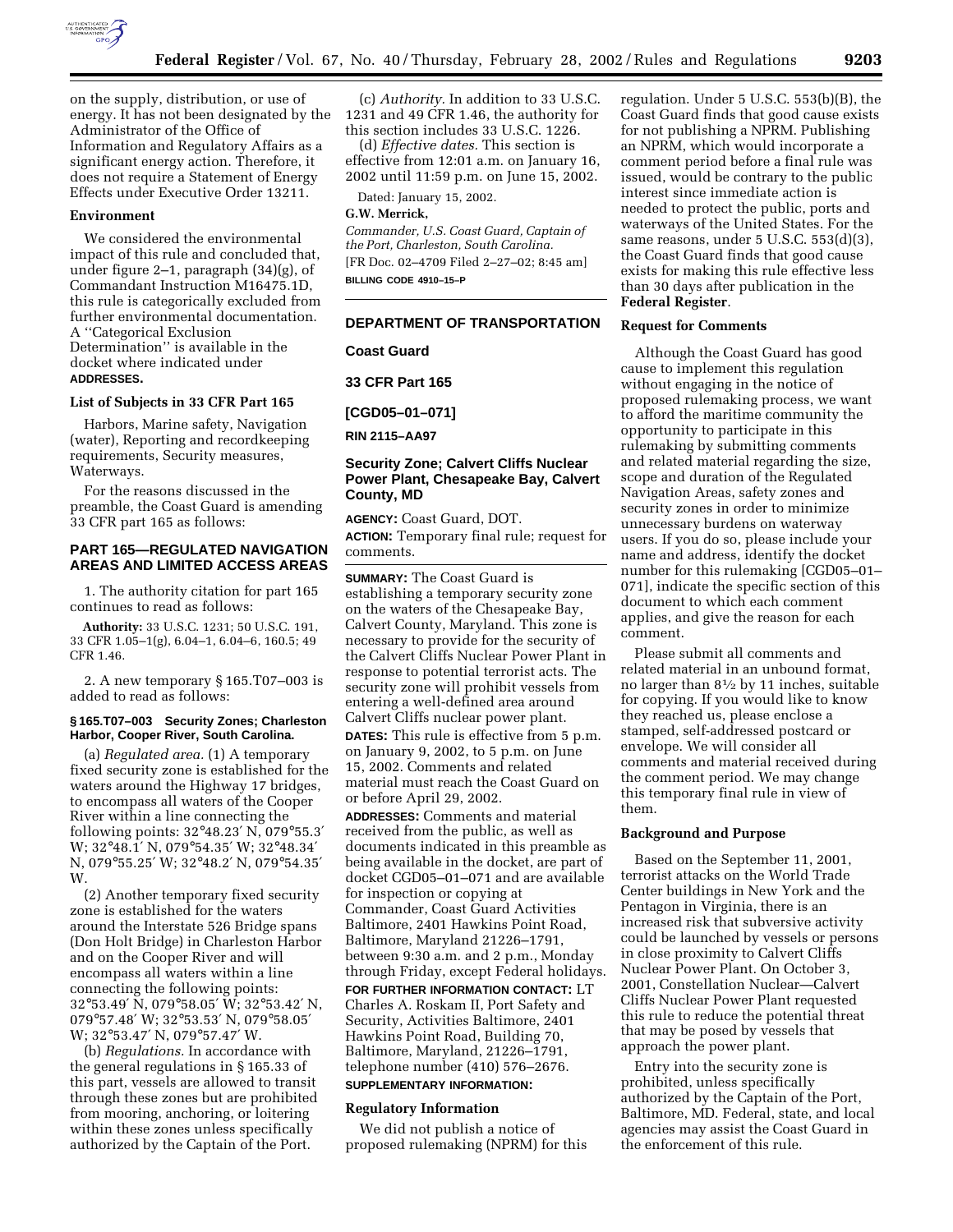on the supply, distribution, or use of energy. It has not been designated by the Administrator of the Office of Information and Regulatory Affairs as a significant energy action. Therefore, it does not require a Statement of Energy Effects under Executive Order 13211.

### Environment

We considered the environmental impact of this rule and concluded that, under figure 2–1, paragraph (34)(g), of Commandant Instruction M16475.1D, this rule is categorically excluded from further environmental documentation. A ''Categorical Exclusion Determination'' is available in the docket where indicated under **ADDRESSES**.

### List of Subjects in 33 CFR Part 165

Harbors, Marine safety, Navigation (water), Reporting and recordkeeping requirements, Security measures, Waterways.

For the reasons discussed in the preamble, the Coast Guard is amending 33 CFR part 165 as follows:

## PART 165—REGULATED NAVIGATION AREAS AND LIMITED ACCESS AREAS

1. The authority citation for part 165 continues to read as follows:

**Authority:** 33 U.S.C. 1231; 50 U.S.C. 191, 33 CFR 1.05–1(g), 6.04–1, 6.04–6, 160.5; 49 CFR 1.46.

2. A new temporary § 165.T07–003 is added to read as follows:

**§ 165.T07–003 Security Zones; Charleston Harbor, Cooper River, South Carolina.**

(a) *Regulated area.* (1) A temporary fixed security zone is established for the waters around the Highway 17 bridges, to encompass all waters of the Cooper River within a line connecting the following points: 32°48.23′ N, 079°55.3′ W; 32°48.1′ N, 079°54.35′ W; 32°48.34′ N, 079°55.25′ W; 32°48.2′ N, 079°54.35′ W.

(2) Another temporary fixed security zone is established for the waters around the Interstate 526 Bridge spans (Don Holt Bridge) in Charleston Harbor and on the Cooper River and will encompass all waters within a line connecting the following points: 32°53.49′ N, 079°58.05′ W; 32°53.42′ N, 079°57.48′ W; 32°53.53′ N, 079°58.05′ W; 32°53.47′ N, 079°57.47′ W.

(b) *Regulations.* In accordance with the general regulations in § 165.33 of this part, vessels are allowed to transit through these zones but are prohibited from mooring, anchoring, or loitering within these zones unless specifically authorized by the Captain of the Port.

(c) *Authority.* In addition to 33 U.S.C. 1231 and 49 CFR 1.46, the authority for this section includes 33 U.S.C. 1226.

(d) *Effective dates.* This section is effective from 12:01 a.m. on January 16, 2002 until 11:59 p.m. on June 15, 2002.

Dated: January 15, 2002.

**G.W. Merrick,**

*Commander, U.S. Coast Guard, Captain of the Port, Charleston, South Carolina.*

[FR Doc. 02–4709 Filed 2–27–02; 8:45 am]

**BILLING CODE 4910–15–P**

---

## DEPARTMENT OF TRANSPORTATION

### Coast Guard

### 33 CFR Part 165

### [CGD05–01–071]

### RIN 2115–AA97

## Security Zone; Calvert Cliffs Nuclear Power Plant, Chesapeake Bay, Calvert County, MD

**AGENCY:** Coast Guard, DOT.

**ACTION:** Temporary final rule; request for comments.

**SUMMARY:** The Coast Guard is establishing a temporary security zone on the waters of the Chesapeake Bay, Calvert County, Maryland. This zone is necessary to provide for the security of the Calvert Cliffs Nuclear Power Plant in response to potential terrorist acts. The security zone will prohibit vessels from entering a well-defined area around Calvert Cliffs nuclear power plant.

**DATES:** This rule is effective from 5 p.m. on January 9, 2002, to 5 p.m. on June 15, 2002. Comments and related material must reach the Coast Guard on or before April 29, 2002.

**ADDRESSES:** Comments and material received from the public, as well as documents indicated in this preamble as being available in the docket, are part of docket CGD05–01–071 and are available for inspection or copying at Commander, Coast Guard Activities Baltimore, 2401 Hawkins Point Road, Baltimore, Maryland 21226–1791, between 9:30 a.m. and 2 p.m., Monday through Friday, except Federal holidays.

**FOR FURTHER INFORMATION CONTACT:** LT Charles A. Roskam II, Port Safety and Security, Activities Baltimore, 2401 Hawkins Point Road, Building 70, Baltimore, Maryland, 21226–1791, telephone number (410) 576–2676.

**SUPPLEMENTARY INFORMATION:**

### Regulatory Information

We did not publish a notice of proposed rulemaking (NPRM) for this regulation. Under 5 U.S.C. 553(b)(B), the Coast Guard finds that good cause exists for not publishing a NPRM. Publishing an NPRM, which would incorporate a comment period before a final rule was issued, would be contrary to the public interest since immediate action is needed to protect the public, ports and waterways of the United States. For the same reasons, under 5 U.S.C. 553(d)(3), the Coast Guard finds that good cause exists for making this rule effective less than 30 days after publication in the **Federal Register**.

### Request for Comments

Although the Coast Guard has good cause to implement this regulation without engaging in the notice of proposed rulemaking process, we want to afford the maritime community the opportunity to participate in this rulemaking by submitting comments and related material regarding the size, scope and duration of the Regulated Navigation Areas, safety zones and security zones in order to minimize unnecessary burdens on waterway users. If you do so, please include your name and address, identify the docket number for this rulemaking [CGD05–01–071], indicate the specific section of this document to which each comment applies, and give the reason for each comment.

Please submit all comments and related material in an unbound format, no larger than 8½ by 11 inches, suitable for copying. If you would like to know they reached us, please enclose a stamped, self-addressed postcard or envelope. We will consider all comments and material received during the comment period. We may change this temporary final rule in view of them.

### Background and Purpose

Based on the September 11, 2001, terrorist attacks on the World Trade Center buildings in New York and the Pentagon in Virginia, there is an increased risk that subversive activity could be launched by vessels or persons in close proximity to Calvert Cliffs Nuclear Power Plant. On October 3, 2001, Constellation Nuclear—Calvert Cliffs Nuclear Power Plant requested this rule to reduce the potential threat that may be posed by vessels that approach the power plant.

Entry into the security zone is prohibited, unless specifically authorized by the Captain of the Port, Baltimore, MD. Federal, state, and local agencies may assist the Coast Guard in the enforcement of this rule.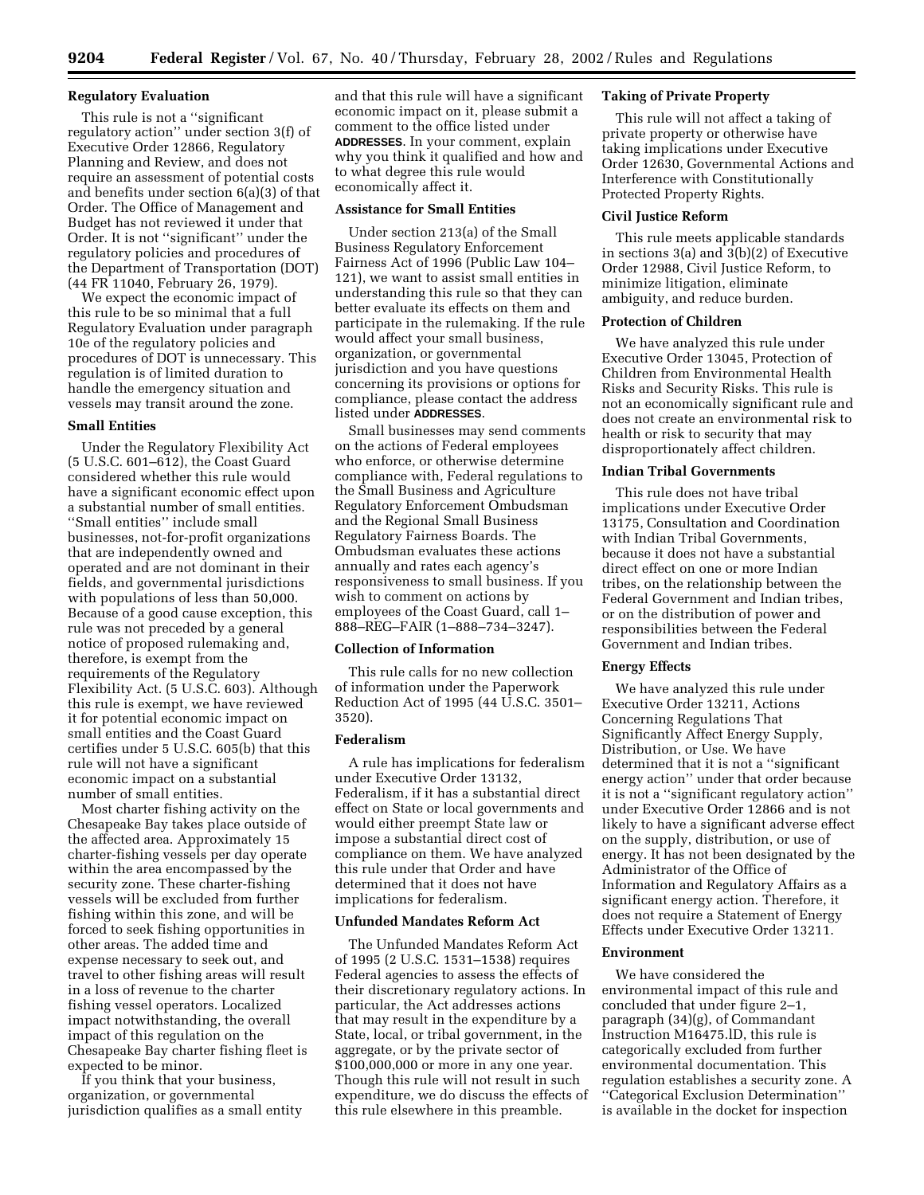## Regulatory Evaluation

This rule is not a ''significant regulatory action'' under section 3(f) of Executive Order 12866, Regulatory Planning and Review, and does not require an assessment of potential costs and benefits under section 6(a)(3) of that Order. The Office of Management and Budget has not reviewed it under that Order. It is not ''significant'' under the regulatory policies and procedures of the Department of Transportation (DOT) (44 FR 11040, February 26, 1979).

We expect the economic impact of this rule to be so minimal that a full Regulatory Evaluation under paragraph 10e of the regulatory policies and procedures of DOT is unnecessary. This regulation is of limited duration to handle the emergency situation and vessels may transit around the zone.

## Small Entities

Under the Regulatory Flexibility Act (5 U.S.C. 601–612), the Coast Guard considered whether this rule would have a significant economic effect upon a substantial number of small entities. ''Small entities'' include small businesses, not-for-profit organizations that are independently owned and operated and are not dominant in their fields, and governmental jurisdictions with populations of less than 50,000. Because of a good cause exception, this rule was not preceded by a general notice of proposed rulemaking and, therefore, is exempt from the requirements of the Regulatory Flexibility Act. (5 U.S.C. 603). Although this rule is exempt, we have reviewed it for potential economic impact on small entities and the Coast Guard certifies under 5 U.S.C. 605(b) that this rule will not have a significant economic impact on a substantial number of small entities.

Most charter fishing activity on the Chesapeake Bay takes place outside of the affected area. Approximately 15 charter-fishing vessels per day operate within the area encompassed by the security zone. These charter-fishing vessels will be excluded from further fishing within this zone, and will be forced to seek fishing opportunities in other areas. The added time and expense necessary to seek out, and travel to other fishing areas will result in a loss of revenue to the charter fishing vessel operators. Localized impact notwithstanding, the overall impact of this regulation on the Chesapeake Bay charter fishing fleet is expected to be minor.

If you think that your business, organization, or governmental jurisdiction qualifies as a small entity and that this rule will have a significant economic impact on it, please submit a comment to the office listed under **ADDRESSES**. In your comment, explain why you think it qualified and how and to what degree this rule would economically affect it.

## Assistance for Small Entities

Under section 213(a) of the Small Business Regulatory Enforcement Fairness Act of 1996 (Public Law 104–121), we want to assist small entities in understanding this rule so that they can better evaluate its effects on them and participate in the rulemaking. If the rule would affect your small business, organization, or governmental jurisdiction and you have questions concerning its provisions or options for compliance, please contact the address listed under **ADDRESSES**.

Small businesses may send comments on the actions of Federal employees who enforce, or otherwise determine compliance with, Federal regulations to the Small Business and Agriculture Regulatory Enforcement Ombudsman and the Regional Small Business Regulatory Fairness Boards. The Ombudsman evaluates these actions annually and rates each agency's responsiveness to small business. If you wish to comment on actions by employees of the Coast Guard, call 1–888–REG–FAIR (1–888–734–3247).

## Collection of Information

This rule calls for no new collection of information under the Paperwork Reduction Act of 1995 (44 U.S.C. 3501–3520).

## Federalism

A rule has implications for federalism under Executive Order 13132, Federalism, if it has a substantial direct effect on State or local governments and would either preempt State law or impose a substantial direct cost of compliance on them. We have analyzed this rule under that Order and have determined that it does not have implications for federalism.

## Unfunded Mandates Reform Act

The Unfunded Mandates Reform Act of 1995 (2 U.S.C. 1531–1538) requires Federal agencies to assess the effects of their discretionary regulatory actions. In particular, the Act addresses actions that may result in the expenditure by a State, local, or tribal government, in the aggregate, or by the private sector of $100,000,000 or more in any one year. Though this rule will not result in such expenditure, we do discuss the effects of this rule elsewhere in this preamble.

## Taking of Private Property

This rule will not affect a taking of private property or otherwise have taking implications under Executive Order 12630, Governmental Actions and Interference with Constitutionally Protected Property Rights.

## Civil Justice Reform

This rule meets applicable standards in sections 3(a) and 3(b)(2) of Executive Order 12988, Civil Justice Reform, to minimize litigation, eliminate ambiguity, and reduce burden.

## Protection of Children

We have analyzed this rule under Executive Order 13045, Protection of Children from Environmental Health Risks and Security Risks. This rule is not an economically significant rule and does not create an environmental risk to health or risk to security that may disproportionately affect children.

## Indian Tribal Governments

This rule does not have tribal implications under Executive Order 13175, Consultation and Coordination with Indian Tribal Governments, because it does not have a substantial direct effect on one or more Indian tribes, on the relationship between the Federal Government and Indian tribes, or on the distribution of power and responsibilities between the Federal Government and Indian tribes.

## Energy Effects

We have analyzed this rule under Executive Order 13211, Actions Concerning Regulations That Significantly Affect Energy Supply, Distribution, or Use. We have determined that it is not a ''significant energy action'' under that order because it is not a ''significant regulatory action'' under Executive Order 12866 and is not likely to have a significant adverse effect on the supply, distribution, or use of energy. It has not been designated by the Administrator of the Office of Information and Regulatory Affairs as a significant energy action. Therefore, it does not require a Statement of Energy Effects under Executive Order 13211.

## Environment

We have considered the environmental impact of this rule and concluded that under figure 2–1, paragraph (34)(g), of Commandant Instruction M16475.lD, this rule is categorically excluded from further environmental documentation. This regulation establishes a security zone. A ''Categorical Exclusion Determination'' is available in the docket for inspection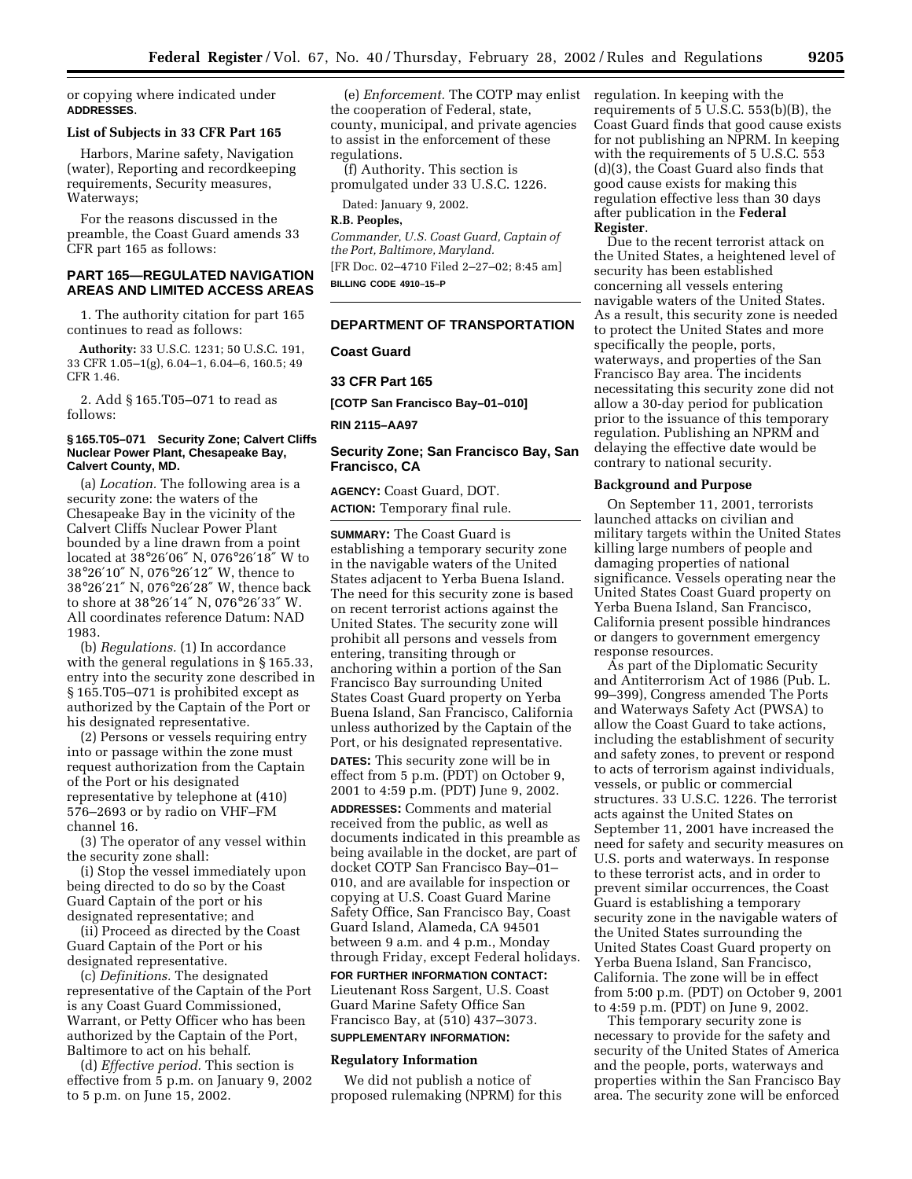or copying where indicated under **ADDRESSES**.

**List of Subjects in 33 CFR Part 165**

Harbors, Marine safety, Navigation (water), Reporting and recordkeeping requirements, Security measures, Waterways;

For the reasons discussed in the preamble, the Coast Guard amends 33 CFR part 165 as follows:

## PART 165—REGULATED NAVIGATION AREAS AND LIMITED ACCESS AREAS

1. The authority citation for part 165 continues to read as follows:

**Authority:** 33 U.S.C. 1231; 50 U.S.C. 191, 33 CFR 1.05–1(g), 6.04–1, 6.04–6, 160.5; 49 CFR 1.46.

2. Add § 165.T05–071 to read as follows:

**§ 165.T05–071 Security Zone; Calvert Cliffs Nuclear Power Plant, Chesapeake Bay, Calvert County, MD.**

(a) *Location.* The following area is a security zone: the waters of the Chesapeake Bay in the vicinity of the Calvert Cliffs Nuclear Power Plant bounded by a line drawn from a point located at 38°26′06″ N, 076°26′18″ W to 38°26′10″ N, 076°26′12″ W, thence to 38°26′21″ N, 076°26′28″ W, thence back to shore at 38°26′14″ N, 076°26′33″ W. All coordinates reference Datum: NAD 1983.

(b) *Regulations.* (1) In accordance with the general regulations in § 165.33, entry into the security zone described in § 165.T05–071 is prohibited except as authorized by the Captain of the Port or his designated representative.

(2) Persons or vessels requiring entry into or passage within the zone must request authorization from the Captain of the Port or his designated representative by telephone at (410) 576–2693 or by radio on VHF–FM channel 16.

(3) The operator of any vessel within the security zone shall:

(i) Stop the vessel immediately upon being directed to do so by the Coast Guard Captain of the port or his designated representative; and

(ii) Proceed as directed by the Coast Guard Captain of the Port or his designated representative.

(c) *Definitions.* The designated representative of the Captain of the Port is any Coast Guard Commissioned, Warrant, or Petty Officer who has been authorized by the Captain of the Port, Baltimore to act on his behalf.

(d) *Effective period.* This section is effective from 5 p.m. on January 9, 2002 to 5 p.m. on June 15, 2002.

(e) *Enforcement.* The COTP may enlist the cooperation of Federal, state, county, municipal, and private agencies to assist in the enforcement of these regulations.

(f) Authority. This section is promulgated under 33 U.S.C. 1226.

Dated: January 9, 2002.

**R.B. Peoples,**

*Commander, U.S. Coast Guard, Captain of the Port, Baltimore, Maryland.*

[FR Doc. 02–4710 Filed 2–27–02; 8:45 am]

**BILLING CODE 4910–15–P**

---

## DEPARTMENT OF TRANSPORTATION

## Coast Guard

## 33 CFR Part 165

**[COTP San Francisco Bay–01–010]**

**RIN 2115–AA97**

## Security Zone; San Francisco Bay, San Francisco, CA

**AGENCY:** Coast Guard, DOT.

**ACTION:** Temporary final rule.

**SUMMARY:** The Coast Guard is establishing a temporary security zone in the navigable waters of the United States adjacent to Yerba Buena Island. The need for this security zone is based on recent terrorist actions against the United States. The security zone will prohibit all persons and vessels from entering, transiting through or anchoring within a portion of the San Francisco Bay surrounding United States Coast Guard property on Yerba Buena Island, San Francisco, California unless authorized by the Captain of the Port, or his designated representative.

**DATES:** This security zone will be in effect from 5 p.m. (PDT) on October 9, 2001 to 4:59 p.m. (PDT) June 9, 2002.

**ADDRESSES:** Comments and material received from the public, as well as documents indicated in this preamble as being available in the docket, are part of docket COTP San Francisco Bay–01–010, and are available for inspection or copying at U.S. Coast Guard Marine Safety Office, San Francisco Bay, Coast Guard Island, Alameda, CA 94501 between 9 a.m. and 4 p.m., Monday through Friday, except Federal holidays.

**FOR FURTHER INFORMATION CONTACT:** Lieutenant Ross Sargent, U.S. Coast Guard Marine Safety Office San Francisco Bay, at (510) 437–3073.

**SUPPLEMENTARY INFORMATION:**

### Regulatory Information

We did not publish a notice of proposed rulemaking (NPRM) for this regulation. In keeping with the requirements of 5 U.S.C. 553(b)(B), the Coast Guard finds that good cause exists for not publishing an NPRM. In keeping with the requirements of 5 U.S.C. 553 (d)(3), the Coast Guard also finds that good cause exists for making this regulation effective less than 30 days after publication in the **Federal Register**.

Due to the recent terrorist attack on the United States, a heightened level of security has been established concerning all vessels entering navigable waters of the United States. As a result, this security zone is needed to protect the United States and more specifically the people, ports, waterways, and properties of the San Francisco Bay area. The incidents necessitating this security zone did not allow a 30-day period for publication prior to the issuance of this temporary regulation. Publishing an NPRM and delaying the effective date would be contrary to national security.

### Background and Purpose

On September 11, 2001, terrorists launched attacks on civilian and military targets within the United States killing large numbers of people and damaging properties of national significance. Vessels operating near the United States Coast Guard property on Yerba Buena Island, San Francisco, California present possible hindrances or dangers to government emergency response resources.

As part of the Diplomatic Security and Antiterrorism Act of 1986 (Pub. L. 99–399), Congress amended The Ports and Waterways Safety Act (PWSA) to allow the Coast Guard to take actions, including the establishment of security and safety zones, to prevent or respond to acts of terrorism against individuals, vessels, or public or commercial structures. 33 U.S.C. 1226. The terrorist acts against the United States on September 11, 2001 have increased the need for safety and security measures on U.S. ports and waterways. In response to these terrorist acts, and in order to prevent similar occurrences, the Coast Guard is establishing a temporary security zone in the navigable waters of the United States surrounding the United States Coast Guard property on Yerba Buena Island, San Francisco, California. The zone will be in effect from 5:00 p.m. (PDT) on October 9, 2001 to 4:59 p.m. (PDT) on June 9, 2002.

This temporary security zone is necessary to provide for the safety and security of the United States of America and the people, ports, waterways and properties within the San Francisco Bay area. The security zone will be enforced